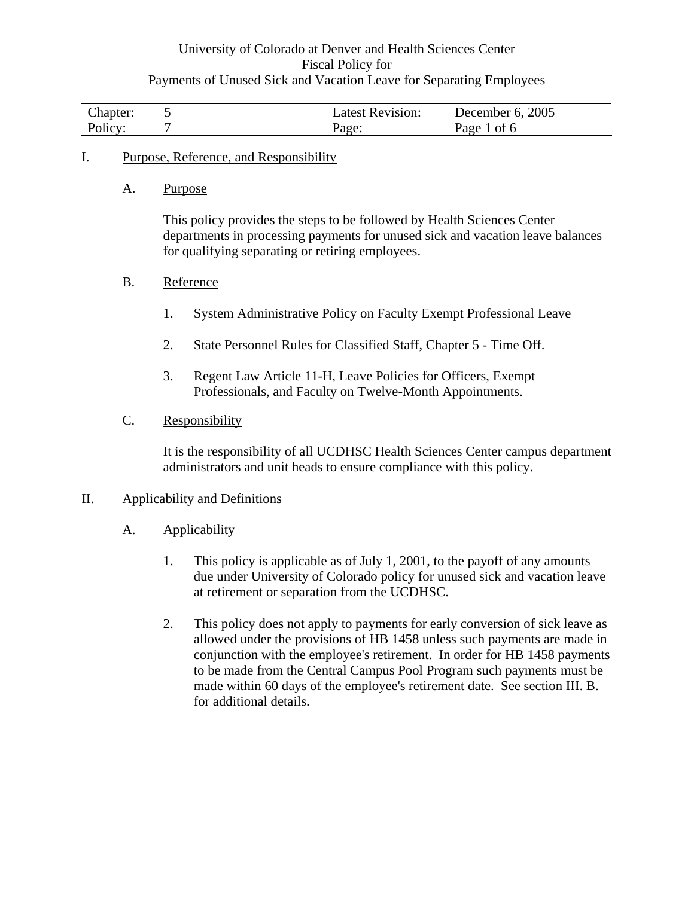# University of Colorado at Denver and Health Sciences Center
## Fiscal Policy for
## Payments of Unused Sick and Vacation Leave for Separating Employees

| Chapter: | 5 | Latest Revision: | December 6, 2005 |
|---|---|---|---|
| Policy: | 7 | Page: | Page 1 of 6 |

I. Purpose, Reference, and Responsibility

A. Purpose

This policy provides the steps to be followed by Health Sciences Center departments in processing payments for unused sick and vacation leave balances for qualifying separating or retiring employees.

B. Reference

1. System Administrative Policy on Faculty Exempt Professional Leave

2. State Personnel Rules for Classified Staff, Chapter 5 - Time Off.

3. Regent Law Article 11-H, Leave Policies for Officers, Exempt Professionals, and Faculty on Twelve-Month Appointments.

C. Responsibility

It is the responsibility of all UCDHSC Health Sciences Center campus department administrators and unit heads to ensure compliance with this policy.

II. Applicability and Definitions

A. Applicability

1. This policy is applicable as of July 1, 2001, to the payoff of any amounts due under University of Colorado policy for unused sick and vacation leave at retirement or separation from the UCDHSC.

2. This policy does not apply to payments for early conversion of sick leave as allowed under the provisions of HB 1458 unless such payments are made in conjunction with the employee's retirement. In order for HB 1458 payments to be made from the Central Campus Pool Program such payments must be made within 60 days of the employee's retirement date. See section III. B. for additional details.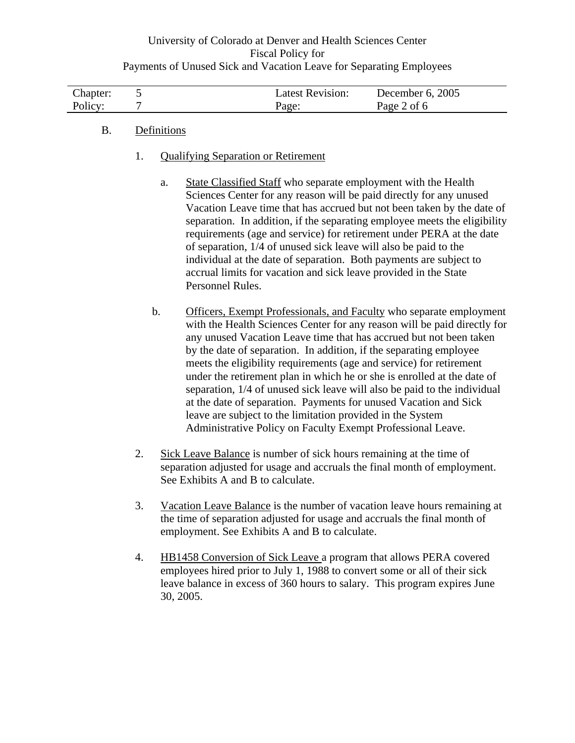B. Definitions

1. Qualifying Separation or Retirement

   a. State Classified Staff who separate employment with the Health Sciences Center for any reason will be paid directly for any unused Vacation Leave time that has accrued but not been taken by the date of separation. In addition, if the separating employee meets the eligibility requirements (age and service) for retirement under PERA at the date of separation, 1/4 of unused sick leave will also be paid to the individual at the date of separation. Both payments are subject to accrual limits for vacation and sick leave provided in the State Personnel Rules.

   b. Officers, Exempt Professionals, and Faculty who separate employment with the Health Sciences Center for any reason will be paid directly for any unused Vacation Leave time that has accrued but not been taken by the date of separation. In addition, if the separating employee meets the eligibility requirements (age and service) for retirement under the retirement plan in which he or she is enrolled at the date of separation, 1/4 of unused sick leave will also be paid to the individual at the date of separation. Payments for unused Vacation and Sick leave are subject to the limitation provided in the System Administrative Policy on Faculty Exempt Professional Leave.

2. Sick Leave Balance is number of sick hours remaining at the time of separation adjusted for usage and accruals the final month of employment. See Exhibits A and B to calculate.

3. Vacation Leave Balance is the number of vacation leave hours remaining at the time of separation adjusted for usage and accruals the final month of employment. See Exhibits A and B to calculate.

4. HB1458 Conversion of Sick Leave a program that allows PERA covered employees hired prior to July 1, 1988 to convert some or all of their sick leave balance in excess of 360 hours to salary. This program expires June 30, 2005.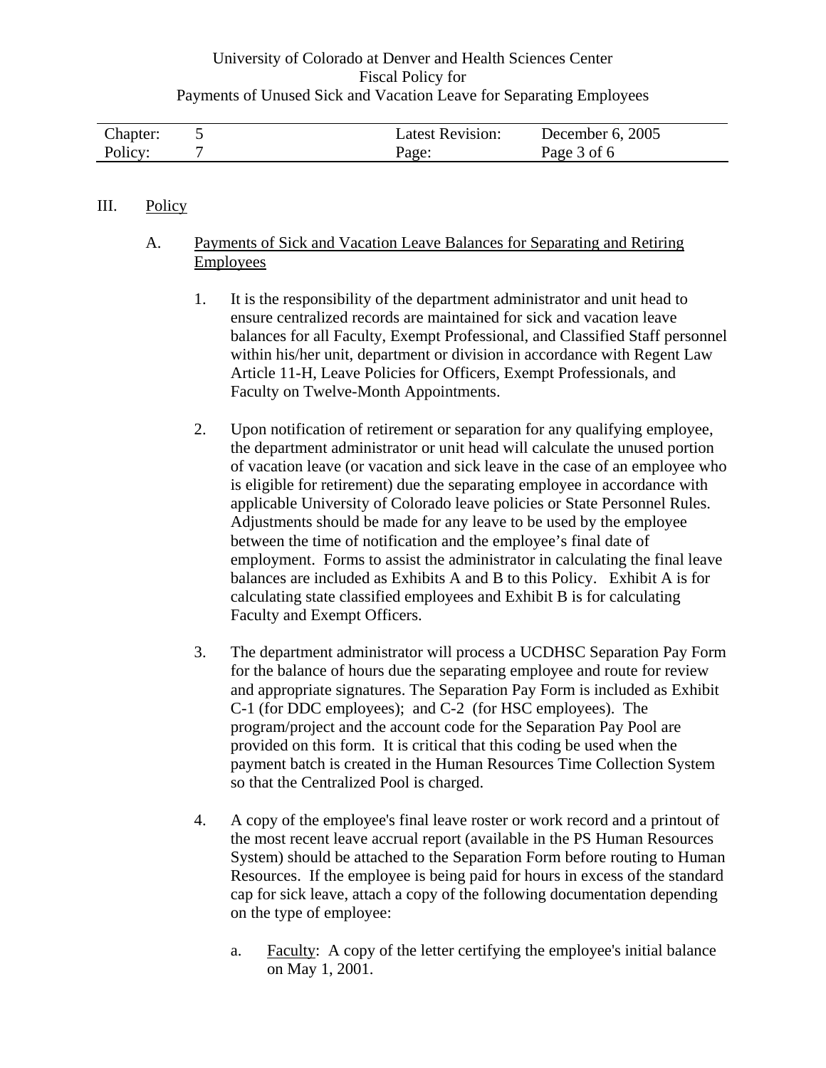## III. Policy

### A. Payments of Sick and Vacation Leave Balances for Separating and Retiring Employees

1. It is the responsibility of the department administrator and unit head to ensure centralized records are maintained for sick and vacation leave balances for all Faculty, Exempt Professional, and Classified Staff personnel within his/her unit, department or division in accordance with Regent Law Article 11-H, Leave Policies for Officers, Exempt Professionals, and Faculty on Twelve-Month Appointments.

2. Upon notification of retirement or separation for any qualifying employee, the department administrator or unit head will calculate the unused portion of vacation leave (or vacation and sick leave in the case of an employee who is eligible for retirement) due the separating employee in accordance with applicable University of Colorado leave policies or State Personnel Rules. Adjustments should be made for any leave to be used by the employee between the time of notification and the employee's final date of employment. Forms to assist the administrator in calculating the final leave balances are included as Exhibits A and B to this Policy. Exhibit A is for calculating state classified employees and Exhibit B is for calculating Faculty and Exempt Officers.

3. The department administrator will process a UCDHSC Separation Pay Form for the balance of hours due the separating employee and route for review and appropriate signatures. The Separation Pay Form is included as Exhibit C-1 (for DDC employees); and C-2 (for HSC employees). The program/project and the account code for the Separation Pay Pool are provided on this form. It is critical that this coding be used when the payment batch is created in the Human Resources Time Collection System so that the Centralized Pool is charged.

4. A copy of the employee's final leave roster or work record and a printout of the most recent leave accrual report (available in the PS Human Resources System) should be attached to the Separation Form before routing to Human Resources. If the employee is being paid for hours in excess of the standard cap for sick leave, attach a copy of the following documentation depending on the type of employee:

   a. Faculty: A copy of the letter certifying the employee's initial balance on May 1, 2001.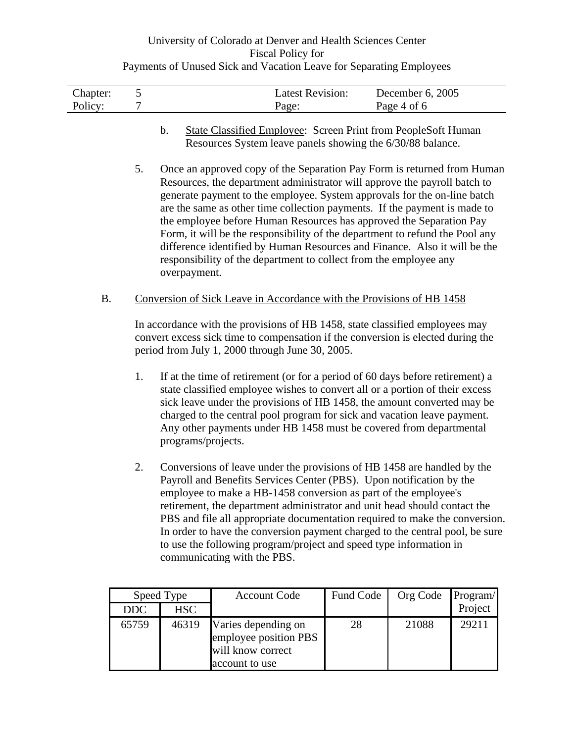b. State Classified Employee: Screen Print from PeopleSoft Human Resources System leave panels showing the 6/30/88 balance.

5. Once an approved copy of the Separation Pay Form is returned from Human Resources, the department administrator will approve the payroll batch to generate payment to the employee. System approvals for the on-line batch are the same as other time collection payments. If the payment is made to the employee before Human Resources has approved the Separation Pay Form, it will be the responsibility of the department to refund the Pool any difference identified by Human Resources and Finance. Also it will be the responsibility of the department to collect from the employee any overpayment.

B. Conversion of Sick Leave in Accordance with the Provisions of HB 1458

In accordance with the provisions of HB 1458, state classified employees may convert excess sick time to compensation if the conversion is elected during the period from July 1, 2000 through June 30, 2005.

1. If at the time of retirement (or for a period of 60 days before retirement) a state classified employee wishes to convert all or a portion of their excess sick leave under the provisions of HB 1458, the amount converted may be charged to the central pool program for sick and vacation leave payment. Any other payments under HB 1458 must be covered from departmental programs/projects.

2. Conversions of leave under the provisions of HB 1458 are handled by the Payroll and Benefits Services Center (PBS). Upon notification by the employee to make a HB-1458 conversion as part of the employee's retirement, the department administrator and unit head should contact the PBS and file all appropriate documentation required to make the conversion. In order to have the conversion payment charged to the central pool, be sure to use the following program/project and speed type information in communicating with the PBS.

| Speed Type | | Account Code | Fund Code | Org Code | Program/ Project |
|---|---|---|---|---|---|
| DDC | HSC | | | | |
| 65759 | 46319 | Varies depending on employee position PBS will know correct account to use | 28 | 21088 | 29211 |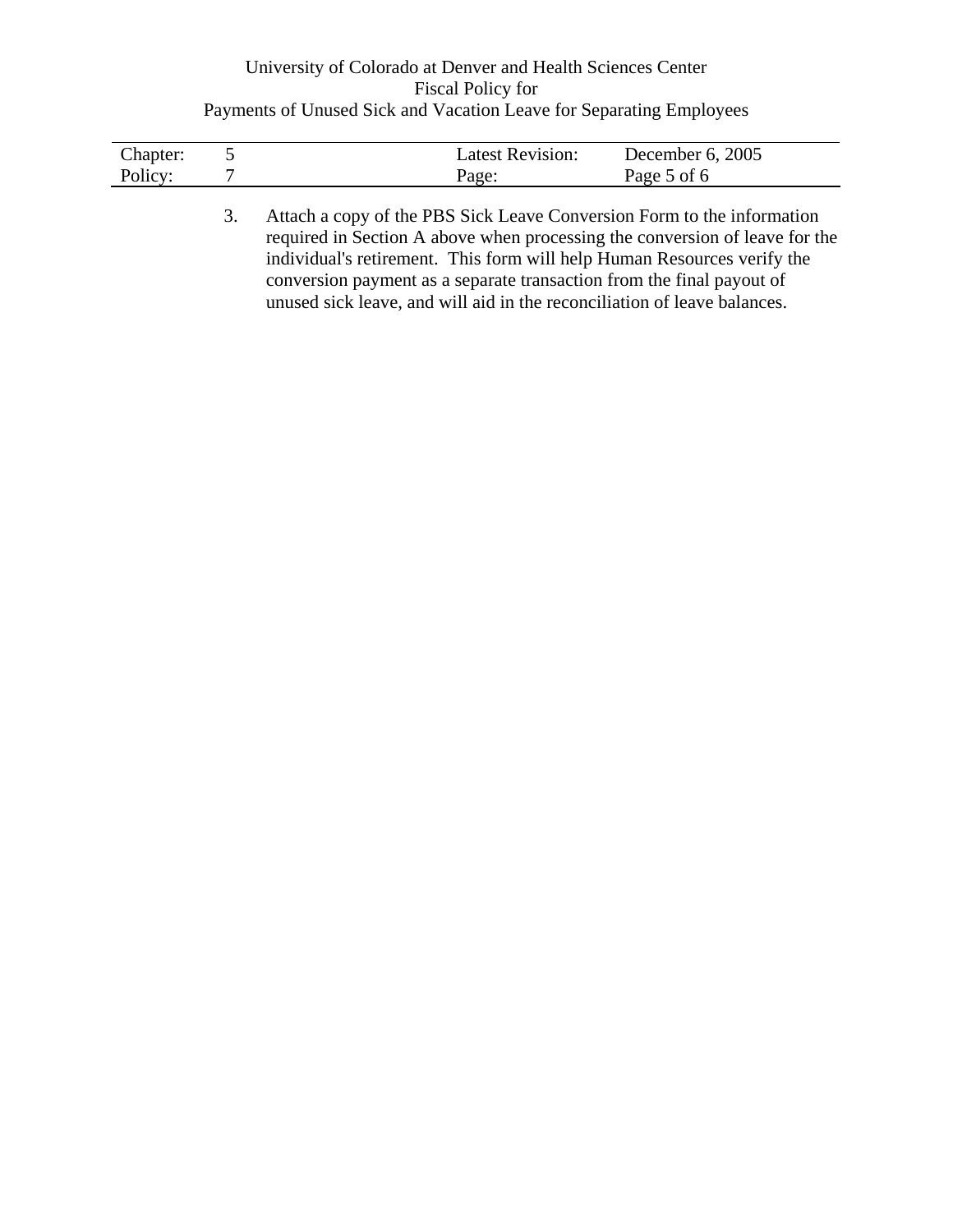3. Attach a copy of the PBS Sick Leave Conversion Form to the information required in Section A above when processing the conversion of leave for the individual's retirement. This form will help Human Resources verify the conversion payment as a separate transaction from the final payout of unused sick leave, and will aid in the reconciliation of leave balances.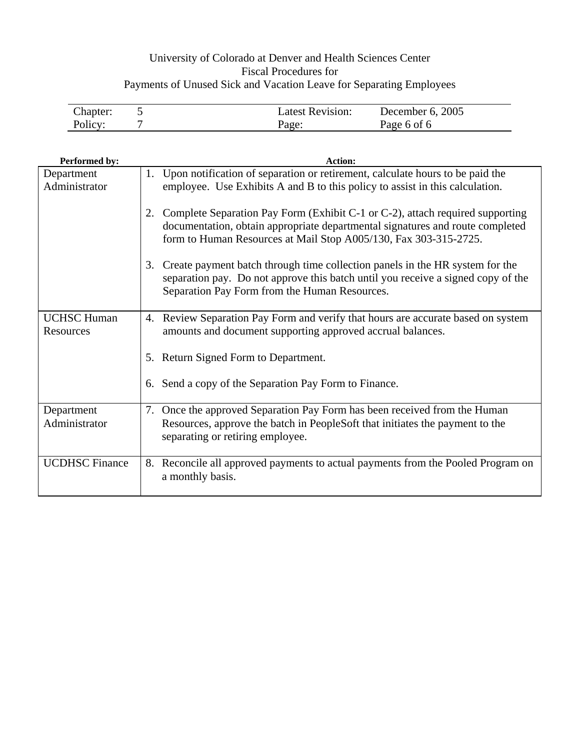| Performed by: | Action: |
|---|---|
| Department Administrator | 1. Upon notification of separation or retirement, calculate hours to be paid the employee. Use Exhibits A and B to this policy to assist in this calculation.<br><br>2. Complete Separation Pay Form (Exhibit C-1 or C-2), attach required supporting documentation, obtain appropriate departmental signatures and route completed form to Human Resources at Mail Stop A005/130, Fax 303-315-2725.<br><br>3. Create payment batch through time collection panels in the HR system for the separation pay. Do not approve this batch until you receive a signed copy of the Separation Pay Form from the Human Resources. |
| UCHSC Human Resources | 4. Review Separation Pay Form and verify that hours are accurate based on system amounts and document supporting approved accrual balances.<br><br>5. Return Signed Form to Department.<br><br>6. Send a copy of the Separation Pay Form to Finance. |
| Department Administrator | 7. Once the approved Separation Pay Form has been received from the Human Resources, approve the batch in PeopleSoft that initiates the payment to the separating or retiring employee. |
| UCDHSC Finance | 8. Reconcile all approved payments to actual payments from the Pooled Program on a monthly basis. |